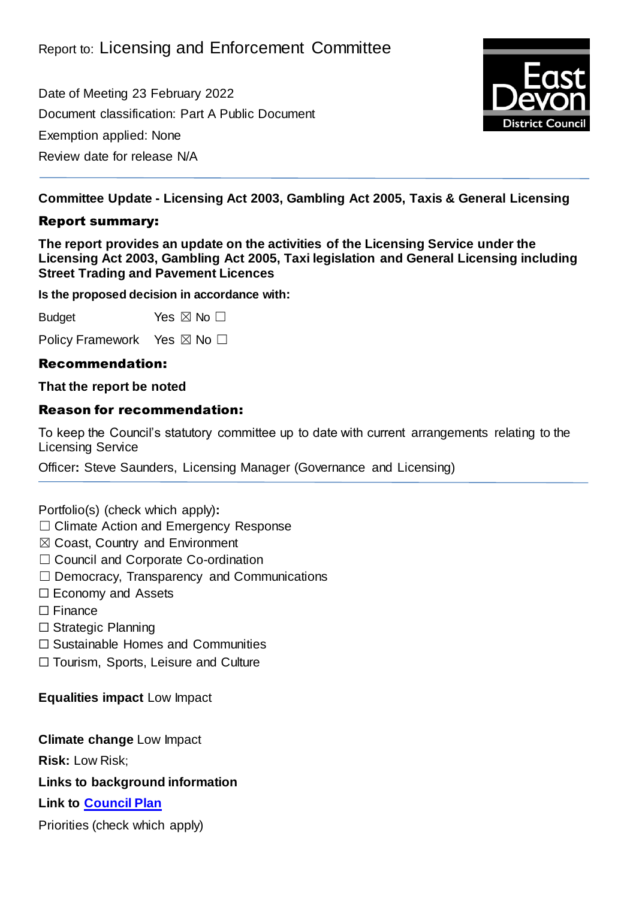Report to: Licensing and Enforcement Committee

Date of Meeting 23 February 2022

Document classification: Part A Public Document

Exemption applied: None

Review date for release N/A

---

**Committee Update - Licensing Act 2003, Gambling Act 2005, Taxis & General Licensing**

## Report summary:

**The report provides an update on the activities of the Licensing Service under the Licensing Act 2003, Gambling Act 2005, Taxi legislation and General Licensing including Street Trading and Pavement Licences**

**Is the proposed decision in accordance with:**

Budget Yes ☒ No ☐

Policy Framework Yes ☒ No ☐

## Recommendation:

**That the report be noted**

## Reason for recommendation:

To keep the Council's statutory committee up to date with current arrangements relating to the Licensing Service

Officer**:** Steve Saunders, Licensing Manager (Governance and Licensing)

---

Portfolio(s) (check which apply)**:**

☐ Climate Action and Emergency Response
☒ Coast, Country and Environment
☐ Council and Corporate Co-ordination
☐ Democracy, Transparency and Communications
☐ Economy and Assets
☐ Finance
☐ Strategic Planning
☐ Sustainable Homes and Communities
☐ Tourism, Sports, Leisure and Culture

**Equalities impact** Low Impact

**Climate change** Low Impact

**Risk:** Low Risk;

**Links to background information**

**Link to Council Plan**

Priorities (check which apply)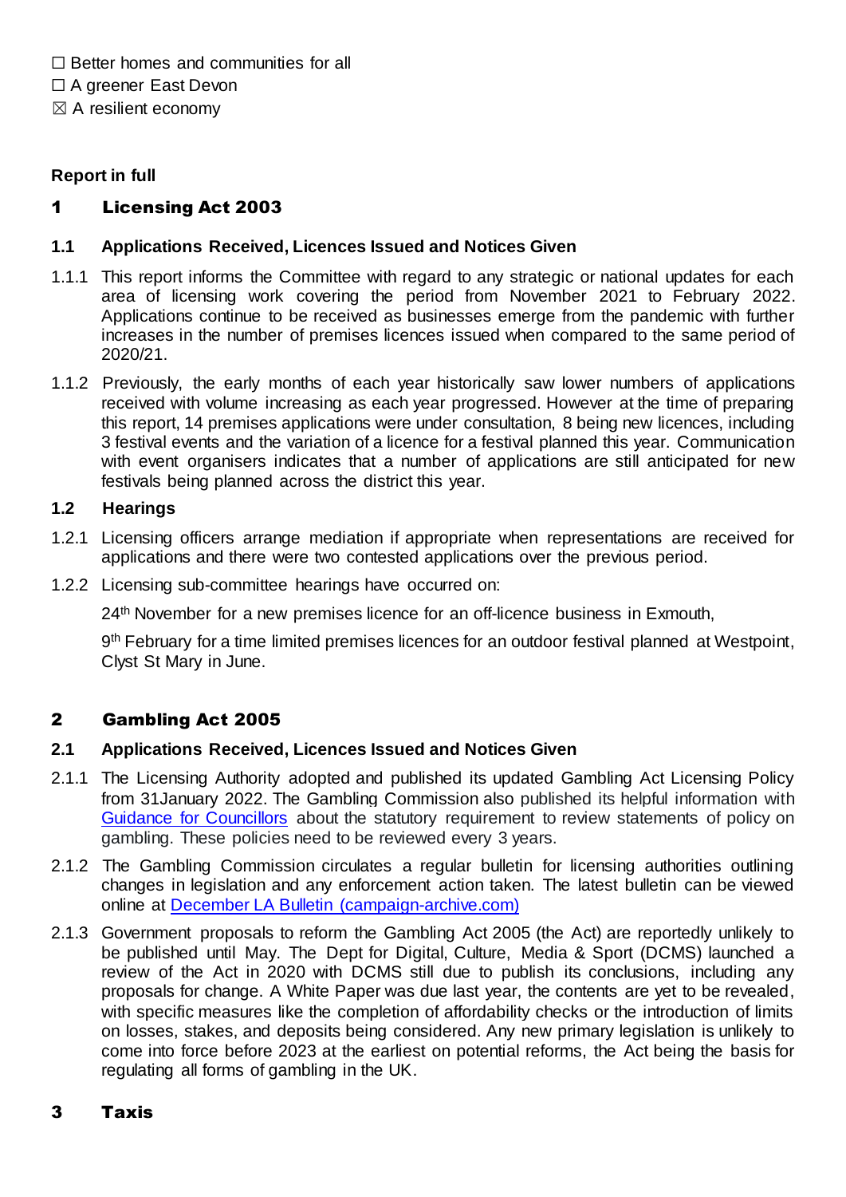☐ Better homes and communities for all
☐ A greener East Devon
☒ A resilient economy

**Report in full**

## 1 Licensing Act 2003

### 1.1 Applications Received, Licences Issued and Notices Given

1.1.1 This report informs the Committee with regard to any strategic or national updates for each area of licensing work covering the period from November 2021 to February 2022. Applications continue to be received as businesses emerge from the pandemic with further increases in the number of premises licences issued when compared to the same period of 2020/21.

1.1.2 Previously, the early months of each year historically saw lower numbers of applications received with volume increasing as each year progressed. However at the time of preparing this report, 14 premises applications were under consultation, 8 being new licences, including 3 festival events and the variation of a licence for a festival planned this year. Communication with event organisers indicates that a number of applications are still anticipated for new festivals being planned across the district this year.

### 1.2 Hearings

1.2.1 Licensing officers arrange mediation if appropriate when representations are received for applications and there were two contested applications over the previous period.

1.2.2 Licensing sub-committee hearings have occurred on:

24th November for a new premises licence for an off-licence business in Exmouth,

9th February for a time limited premises licences for an outdoor festival planned at Westpoint, Clyst St Mary in June.

## 2 Gambling Act 2005

### 2.1 Applications Received, Licences Issued and Notices Given

2.1.1 The Licensing Authority adopted and published its updated Gambling Act Licensing Policy from 31January 2022. The Gambling Commission also published its helpful information with [Guidance for Councillors] about the statutory requirement to review statements of policy on gambling. These policies need to be reviewed every 3 years.

2.1.2 The Gambling Commission circulates a regular bulletin for licensing authorities outlining changes in legislation and any enforcement action taken. The latest bulletin can be viewed online at [December LA Bulletin (campaign-archive.com)]

2.1.3 Government proposals to reform the Gambling Act 2005 (the Act) are reportedly unlikely to be published until May. The Dept for Digital, Culture, Media & Sport (DCMS) launched a review of the Act in 2020 with DCMS still due to publish its conclusions, including any proposals for change. A White Paper was due last year, the contents are yet to be revealed, with specific measures like the completion of affordability checks or the introduction of limits on losses, stakes, and deposits being considered. Any new primary legislation is unlikely to come into force before 2023 at the earliest on potential reforms, the Act being the basis for regulating all forms of gambling in the UK.

## 3 Taxis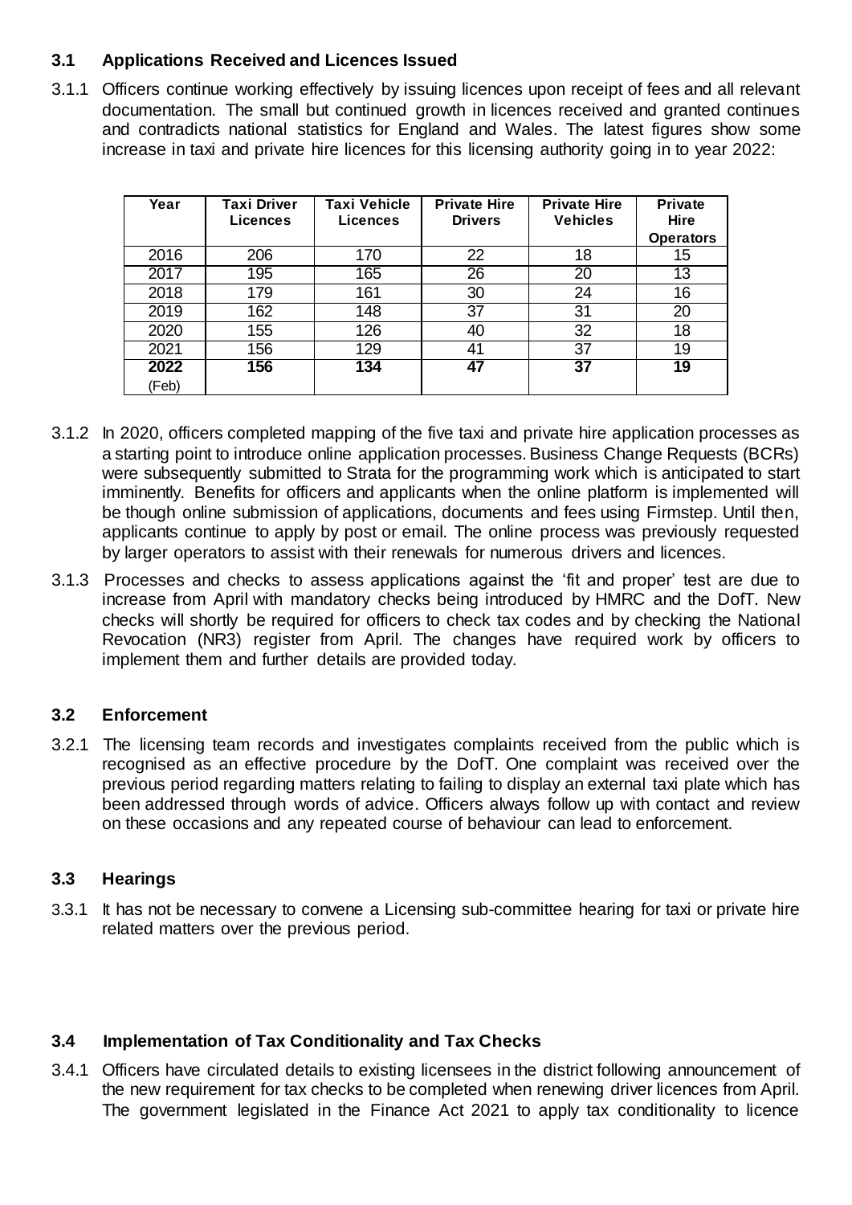### 3.1 Applications Received and Licences Issued

3.1.1 Officers continue working effectively by issuing licences upon receipt of fees and all relevant documentation. The small but continued growth in licences received and granted continues and contradicts national statistics for England and Wales. The latest figures show some increase in taxi and private hire licences for this licensing authority going in to year 2022:

| Year | Taxi Driver Licences | Taxi Vehicle Licences | Private Hire Drivers | Private Hire Vehicles | Private Hire Operators |
|---|---|---|---|---|---|
| 2016 | 206 | 170 | 22 | 18 | 15 |
| 2017 | 195 | 165 | 26 | 20 | 13 |
| 2018 | 179 | 161 | 30 | 24 | 16 |
| 2019 | 162 | 148 | 37 | 31 | 20 |
| 2020 | 155 | 126 | 40 | 32 | 18 |
| 2021 | 156 | 129 | 41 | 37 | 19 |
| **2022** (Feb) | **156** | **134** | **47** | **37** | **19** |

3.1.2 In 2020, officers completed mapping of the five taxi and private hire application processes as a starting point to introduce online application processes. Business Change Requests (BCRs) were subsequently submitted to Strata for the programming work which is anticipated to start imminently. Benefits for officers and applicants when the online platform is implemented will be though online submission of applications, documents and fees using Firmstep. Until then, applicants continue to apply by post or email. The online process was previously requested by larger operators to assist with their renewals for numerous drivers and licences.

3.1.3 Processes and checks to assess applications against the 'fit and proper' test are due to increase from April with mandatory checks being introduced by HMRC and the DofT. New checks will shortly be required for officers to check tax codes and by checking the National Revocation (NR3) register from April. The changes have required work by officers to implement them and further details are provided today.

### 3.2 Enforcement

3.2.1 The licensing team records and investigates complaints received from the public which is recognised as an effective procedure by the DofT. One complaint was received over the previous period regarding matters relating to failing to display an external taxi plate which has been addressed through words of advice. Officers always follow up with contact and review on these occasions and any repeated course of behaviour can lead to enforcement.

### 3.3 Hearings

3.3.1 It has not be necessary to convene a Licensing sub-committee hearing for taxi or private hire related matters over the previous period.

### 3.4 Implementation of Tax Conditionality and Tax Checks

3.4.1 Officers have circulated details to existing licensees in the district following announcement of the new requirement for tax checks to be completed when renewing driver licences from April. The government legislated in the Finance Act 2021 to apply tax conditionality to licence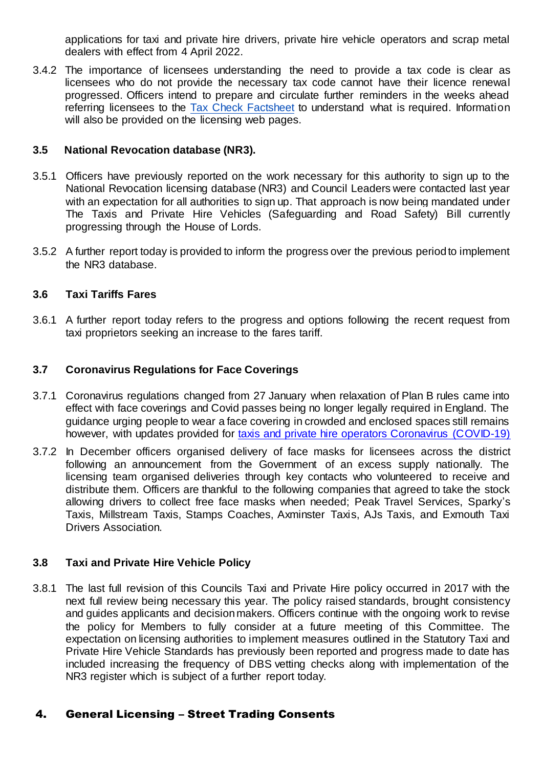applications for taxi and private hire drivers, private hire vehicle operators and scrap metal dealers with effect from 4 April 2022.

3.4.2 The importance of licensees understanding the need to provide a tax code is clear as licensees who do not provide the necessary tax code cannot have their licence renewal progressed. Officers intend to prepare and circulate further reminders in the weeks ahead referring licensees to the [Tax Check Factsheet] to understand what is required. Information will also be provided on the licensing web pages.

### 3.5 National Revocation database (NR3).

3.5.1 Officers have previously reported on the work necessary for this authority to sign up to the National Revocation licensing database (NR3) and Council Leaders were contacted last year with an expectation for all authorities to sign up. That approach is now being mandated under The Taxis and Private Hire Vehicles (Safeguarding and Road Safety) Bill currently progressing through the House of Lords.

3.5.2 A further report today is provided to inform the progress over the previous period to implement the NR3 database.

### 3.6 Taxi Tariffs Fares

3.6.1 A further report today refers to the progress and options following the recent request from taxi proprietors seeking an increase to the fares tariff.

### 3.7 Coronavirus Regulations for Face Coverings

3.7.1 Coronavirus regulations changed from 27 January when relaxation of Plan B rules came into effect with face coverings and Covid passes being no longer legally required in England. The guidance urging people to wear a face covering in crowded and enclosed spaces still remains however, with updates provided for [taxis and private hire operators Coronavirus (COVID-19)]

3.7.2 In December officers organised delivery of face masks for licensees across the district following an announcement from the Government of an excess supply nationally. The licensing team organised deliveries through key contacts who volunteered to receive and distribute them. Officers are thankful to the following companies that agreed to take the stock allowing drivers to collect free face masks when needed; Peak Travel Services, Sparky's Taxis, Millstream Taxis, Stamps Coaches, Axminster Taxis, AJs Taxis, and Exmouth Taxi Drivers Association.

### 3.8 Taxi and Private Hire Vehicle Policy

3.8.1 The last full revision of this Councils Taxi and Private Hire policy occurred in 2017 with the next full review being necessary this year. The policy raised standards, brought consistency and guides applicants and decision makers. Officers continue with the ongoing work to revise the policy for Members to fully consider at a future meeting of this Committee. The expectation on licensing authorities to implement measures outlined in the Statutory Taxi and Private Hire Vehicle Standards has previously been reported and progress made to date has included increasing the frequency of DBS vetting checks along with implementation of the NR3 register which is subject of a further report today.

## 4. General Licensing – Street Trading Consents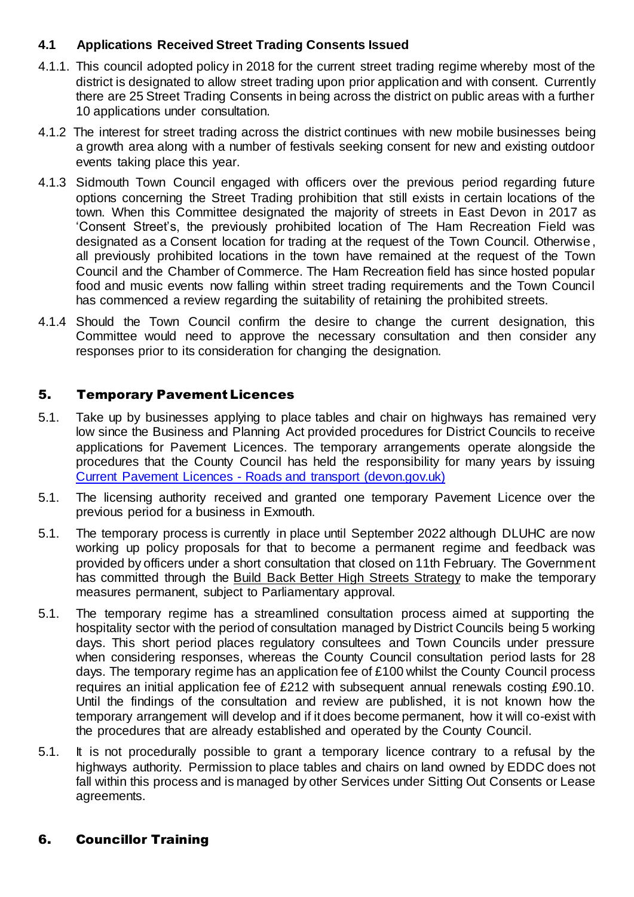### 4.1 Applications Received Street Trading Consents Issued

4.1.1. This council adopted policy in 2018 for the current street trading regime whereby most of the district is designated to allow street trading upon prior application and with consent. Currently there are 25 Street Trading Consents in being across the district on public areas with a further 10 applications under consultation.

4.1.2 The interest for street trading across the district continues with new mobile businesses being a growth area along with a number of festivals seeking consent for new and existing outdoor events taking place this year.

4.1.3 Sidmouth Town Council engaged with officers over the previous period regarding future options concerning the Street Trading prohibition that still exists in certain locations of the town. When this Committee designated the majority of streets in East Devon in 2017 as 'Consent Street's, the previously prohibited location of The Ham Recreation Field was designated as a Consent location for trading at the request of the Town Council. Otherwise, all previously prohibited locations in the town have remained at the request of the Town Council and the Chamber of Commerce. The Ham Recreation field has since hosted popular food and music events now falling within street trading requirements and the Town Council has commenced a review regarding the suitability of retaining the prohibited streets.

4.1.4 Should the Town Council confirm the desire to change the current designation, this Committee would need to approve the necessary consultation and then consider any responses prior to its consideration for changing the designation.

## 5. Temporary Pavement Licences

5.1. Take up by businesses applying to place tables and chair on highways has remained very low since the Business and Planning Act provided procedures for District Councils to receive applications for Pavement Licences. The temporary arrangements operate alongside the procedures that the County Council has held the responsibility for many years by issuing [Current Pavement Licences - Roads and transport (devon.gov.uk)](devon.gov.uk)

5.1. The licensing authority received and granted one temporary Pavement Licence over the previous period for a business in Exmouth.

5.1. The temporary process is currently in place until September 2022 although DLUHC are now working up policy proposals for that to become a permanent regime and feedback was provided by officers under a short consultation that closed on 11th February. The Government has committed through the Build Back Better High Streets Strategy to make the temporary measures permanent, subject to Parliamentary approval.

5.1. The temporary regime has a streamlined consultation process aimed at supporting the hospitality sector with the period of consultation managed by District Councils being 5 working days. This short period places regulatory consultees and Town Councils under pressure when considering responses, whereas the County Council consultation period lasts for 28 days. The temporary regime has an application fee of £100 whilst the County Council process requires an initial application fee of £212 with subsequent annual renewals costing £90.10. Until the findings of the consultation and review are published, it is not known how the temporary arrangement will develop and if it does become permanent, how it will co-exist with the procedures that are already established and operated by the County Council.

5.1. It is not procedurally possible to grant a temporary licence contrary to a refusal by the highways authority. Permission to place tables and chairs on land owned by EDDC does not fall within this process and is managed by other Services under Sitting Out Consents or Lease agreements.

## 6. Councillor Training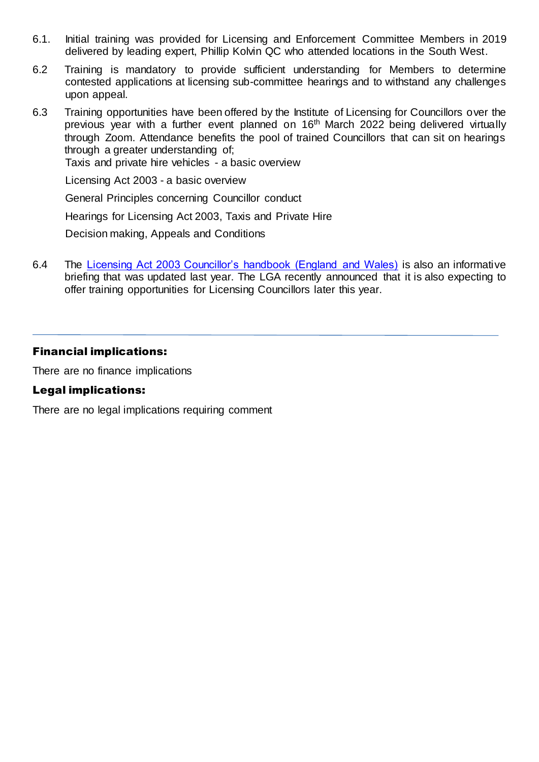6.1. Initial training was provided for Licensing and Enforcement Committee Members in 2019 delivered by leading expert, Phillip Kolvin QC who attended locations in the South West.

6.2 Training is mandatory to provide sufficient understanding for Members to determine contested applications at licensing sub-committee hearings and to withstand any challenges upon appeal.

6.3 Training opportunities have been offered by the Institute of Licensing for Councillors over the previous year with a further event planned on 16th March 2022 being delivered virtually through Zoom. Attendance benefits the pool of trained Councillors that can sit on hearings through a greater understanding of;

Taxis and private hire vehicles - a basic overview

Licensing Act 2003 - a basic overview

General Principles concerning Councillor conduct

Hearings for Licensing Act 2003, Taxis and Private Hire

Decision making, Appeals and Conditions

6.4 The Licensing Act 2003 Councillor's handbook (England and Wales) is also an informative briefing that was updated last year. The LGA recently announced that it is also expecting to offer training opportunities for Licensing Councillors later this year.

---

### Financial implications:

There are no finance implications

### Legal implications:

There are no legal implications requiring comment